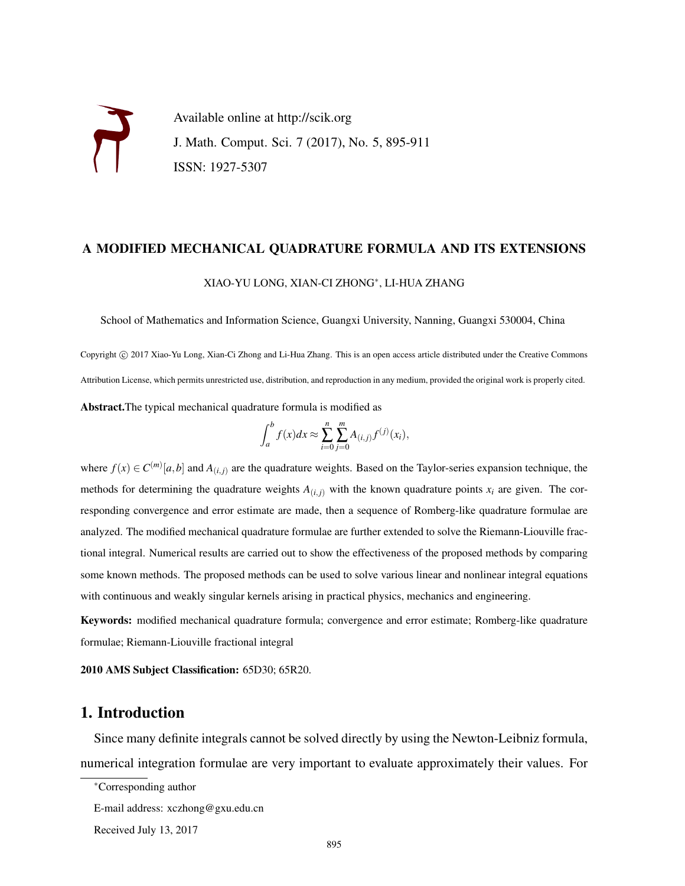Available online at http://scik.org

J. Math. Comput. Sci. 7 (2017), No. 5, 895-911

ISSN: 1927-5307

## A MODIFIED MECHANICAL QUADRATURE FORMULA AND ITS EXTENSIONS

XIAO-YU LONG, XIAN-CI ZHONG*, LI-HUA ZHANG

School of Mathematics and Information Science, Guangxi University, Nanning, Guangxi 530004, China

Copyright © 2017 Xiao-Yu Long, Xian-Ci Zhong and Li-Hua Zhang. This is an open access article distributed under the Creative Commons Attribution License, which permits unrestricted use, distribution, and reproduction in any medium, provided the original work is properly cited.

**Abstract.** The typical mechanical quadrature formula is modified as

$$\int_a^b f(x)dx \approx \sum_{i=0}^{n}\sum_{j=0}^{m} A_{(i,j)} f^{(j)}(x_i),$$

where $f(x) \in C^{(m)}[a,b]$ and $A_{(i,j)}$ are the quadrature weights. Based on the Taylor-series expansion technique, the methods for determining the quadrature weights $A_{(i,j)}$ with the known quadrature points $x_i$ are given. The corresponding convergence and error estimate are made, then a sequence of Romberg-like quadrature formulae are analyzed. The modified mechanical quadrature formulae are further extended to solve the Riemann-Liouville fractional integral. Numerical results are carried out to show the effectiveness of the proposed methods by comparing some known methods. The proposed methods can be used to solve various linear and nonlinear integral equations with continuous and weakly singular kernels arising in practical physics, mechanics and engineering.

**Keywords:** modified mechanical quadrature formula; convergence and error estimate; Romberg-like quadrature formulae; Riemann-Liouville fractional integral

**2010 AMS Subject Classification:** 65D30; 65R20.

## 1. Introduction

Since many definite integrals cannot be solved directly by using the Newton-Leibniz formula, numerical integration formulae are very important to evaluate approximately their values. For

*Corresponding author

E-mail address: xczhong@gxu.edu.cn

Received July 13, 2017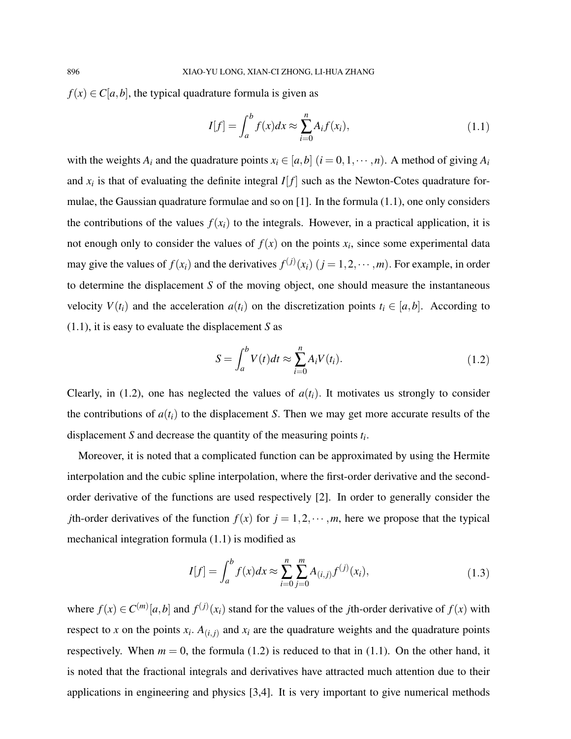$f(x) \in C[a,b]$, the typical quadrature formula is given as

$$I[f] = \int_a^b f(x)dx \approx \sum_{i=0}^{n} A_i f(x_i), \tag{1.1}$$

with the weights $A_i$ and the quadrature points $x_i \in [a,b]$ $(i = 0,1,\cdots,n)$. A method of giving $A_i$ and $x_i$ is that of evaluating the definite integral $I[f]$ such as the Newton-Cotes quadrature formulae, the Gaussian quadrature formulae and so on [1]. In the formula (1.1), one only considers the contributions of the values $f(x_i)$ to the integrals. However, in a practical application, it is not enough only to consider the values of $f(x)$ on the points $x_i$, since some experimental data may give the values of $f(x_i)$ and the derivatives $f^{(j)}(x_i)$ $(j = 1,2,\cdots,m)$. For example, in order to determine the displacement $S$ of the moving object, one should measure the instantaneous velocity $V(t_i)$ and the acceleration $a(t_i)$ on the discretization points $t_i \in [a,b]$. According to (1.1), it is easy to evaluate the displacement $S$ as

$$S = \int_a^b V(t)dt \approx \sum_{i=0}^{n} A_i V(t_i). \tag{1.2}$$

Clearly, in (1.2), one has neglected the values of $a(t_i)$. It motivates us strongly to consider the contributions of $a(t_i)$ to the displacement $S$. Then we may get more accurate results of the displacement $S$ and decrease the quantity of the measuring points $t_i$.

Moreover, it is noted that a complicated function can be approximated by using the Hermite interpolation and the cubic spline interpolation, where the first-order derivative and the second-order derivative of the functions are used respectively [2]. In order to generally consider the $j$th-order derivatives of the function $f(x)$ for $j = 1,2,\cdots,m$, here we propose that the typical mechanical integration formula (1.1) is modified as

$$I[f] = \int_a^b f(x)dx \approx \sum_{i=0}^{n} \sum_{j=0}^{m} A_{(i,j)} f^{(j)}(x_i), \tag{1.3}$$

where $f(x) \in C^{(m)}[a,b]$ and $f^{(j)}(x_i)$ stand for the values of the $j$th-order derivative of $f(x)$ with respect to $x$ on the points $x_i$. $A_{(i,j)}$ and $x_i$ are the quadrature weights and the quadrature points respectively. When $m = 0$, the formula (1.2) is reduced to that in (1.1). On the other hand, it is noted that the fractional integrals and derivatives have attracted much attention due to their applications in engineering and physics [3,4]. It is very important to give numerical methods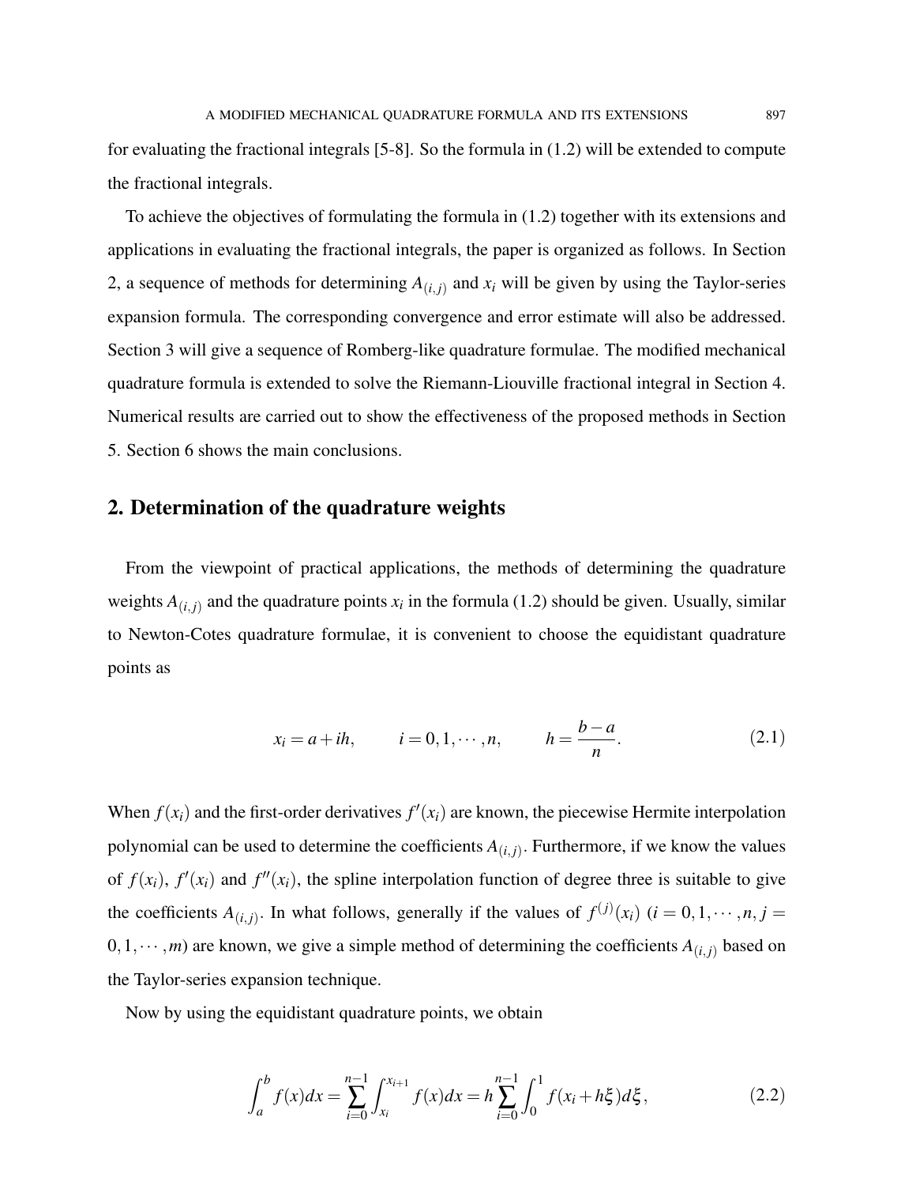for evaluating the fractional integrals [5-8]. So the formula in (1.2) will be extended to compute the fractional integrals.

To achieve the objectives of formulating the formula in (1.2) together with its extensions and applications in evaluating the fractional integrals, the paper is organized as follows. In Section 2, a sequence of methods for determining $A_{(i,j)}$ and $x_i$ will be given by using the Taylor-series expansion formula. The corresponding convergence and error estimate will also be addressed. Section 3 will give a sequence of Romberg-like quadrature formulae. The modified mechanical quadrature formula is extended to solve the Riemann-Liouville fractional integral in Section 4. Numerical results are carried out to show the effectiveness of the proposed methods in Section 5. Section 6 shows the main conclusions.

## 2. Determination of the quadrature weights

From the viewpoint of practical applications, the methods of determining the quadrature weights $A_{(i,j)}$ and the quadrature points $x_i$ in the formula (1.2) should be given. Usually, similar to Newton-Cotes quadrature formulae, it is convenient to choose the equidistant quadrature points as

$$x_i = a + ih, \qquad i = 0, 1, \cdots, n, \qquad h = \frac{b-a}{n}. \tag{2.1}$$

When $f(x_i)$ and the first-order derivatives $f'(x_i)$ are known, the piecewise Hermite interpolation polynomial can be used to determine the coefficients $A_{(i,j)}$. Furthermore, if we know the values of $f(x_i)$, $f'(x_i)$ and $f''(x_i)$, the spline interpolation function of degree three is suitable to give the coefficients $A_{(i,j)}$. In what follows, generally if the values of $f^{(j)}(x_i)$ ($i = 0, 1, \cdots, n, j = 0, 1, \cdots, m$) are known, we give a simple method of determining the coefficients $A_{(i,j)}$ based on the Taylor-series expansion technique.

Now by using the equidistant quadrature points, we obtain

$$\int_a^b f(x)dx = \sum_{i=0}^{n-1} \int_{x_i}^{x_{i+1}} f(x)dx = h \sum_{i=0}^{n-1} \int_0^1 f(x_i + h\xi)d\xi, \tag{2.2}$$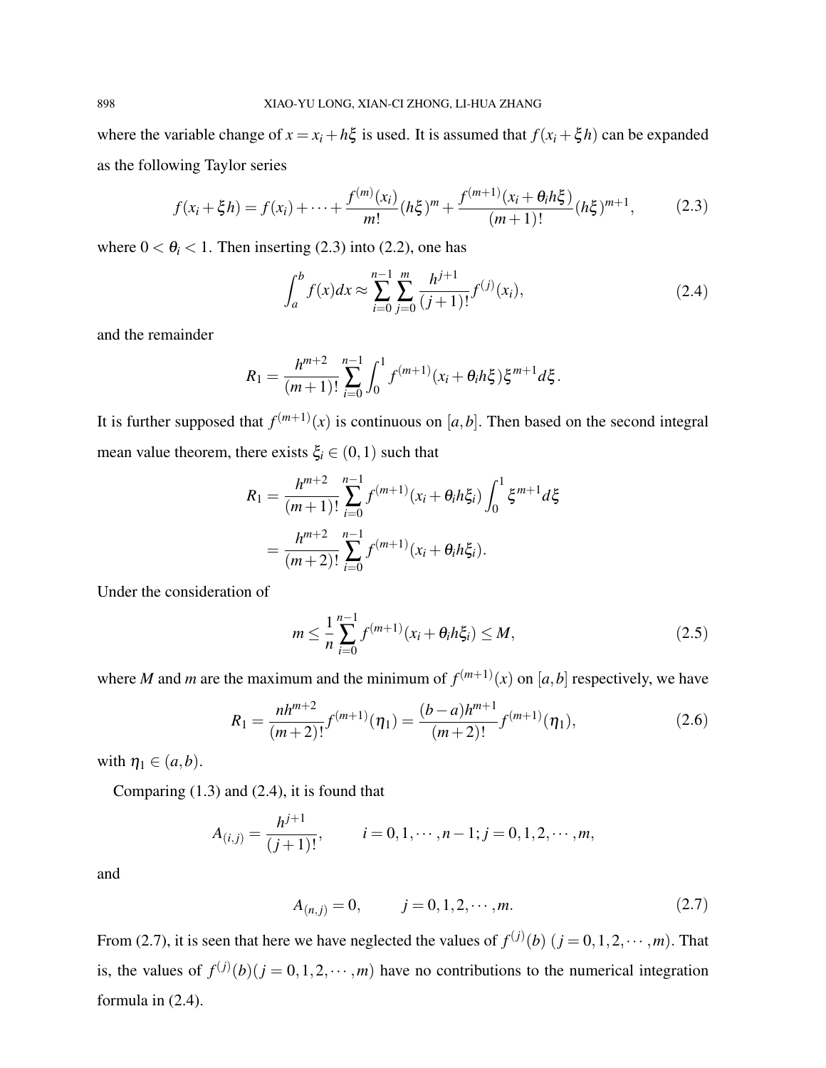where the variable change of $x = x_i + h\xi$ is used. It is assumed that $f(x_i + \xi h)$ can be expanded as the following Taylor series

$$f(x_i + \xi h) = f(x_i) + \cdots + \frac{f^{(m)}(x_i)}{m!}(h\xi)^m + \frac{f^{(m+1)}(x_i + \theta_i h\xi)}{(m+1)!}(h\xi)^{m+1}, \tag{2.3}$$

where $0 < \theta_i < 1$. Then inserting (2.3) into (2.2), one has

$$\int_a^b f(x)dx \approx \sum_{i=0}^{n-1} \sum_{j=0}^{m} \frac{h^{j+1}}{(j+1)!} f^{(j)}(x_i), \tag{2.4}$$

and the remainder

$$R_1 = \frac{h^{m+2}}{(m+1)!} \sum_{i=0}^{n-1} \int_0^1 f^{(m+1)}(x_i + \theta_i h\xi)\xi^{m+1} d\xi.$$

It is further supposed that $f^{(m+1)}(x)$ is continuous on $[a,b]$. Then based on the second integral mean value theorem, there exists $\xi_i \in (0,1)$ such that

$$\begin{aligned} R_1 &= \frac{h^{m+2}}{(m+1)!} \sum_{i=0}^{n-1} f^{(m+1)}(x_i + \theta_i h\xi_i) \int_0^1 \xi^{m+1} d\xi \\ &= \frac{h^{m+2}}{(m+2)!} \sum_{i=0}^{n-1} f^{(m+1)}(x_i + \theta_i h\xi_i). \end{aligned}$$

Under the consideration of

$$m \leq \frac{1}{n} \sum_{i=0}^{n-1} f^{(m+1)}(x_i + \theta_i h\xi_i) \leq M, \tag{2.5}$$

where $M$ and $m$ are the maximum and the minimum of $f^{(m+1)}(x)$ on $[a,b]$ respectively, we have

$$R_1 = \frac{nh^{m+2}}{(m+2)!} f^{(m+1)}(\eta_1) = \frac{(b-a)h^{m+1}}{(m+2)!} f^{(m+1)}(\eta_1), \tag{2.6}$$

with $\eta_1 \in (a,b)$.

Comparing (1.3) and (2.4), it is found that

$$A_{(i,j)} = \frac{h^{j+1}}{(j+1)!}, \qquad i = 0,1,\cdots,n-1; j = 0,1,2,\cdots,m,$$

and

$$A_{(n,j)} = 0, \qquad j = 0,1,2,\cdots,m. \tag{2.7}$$

From (2.7), it is seen that here we have neglected the values of $f^{(j)}(b)$ $(j = 0,1,2,\cdots,m)$. That is, the values of $f^{(j)}(b)(j = 0,1,2,\cdots,m)$ have no contributions to the numerical integration formula in (2.4).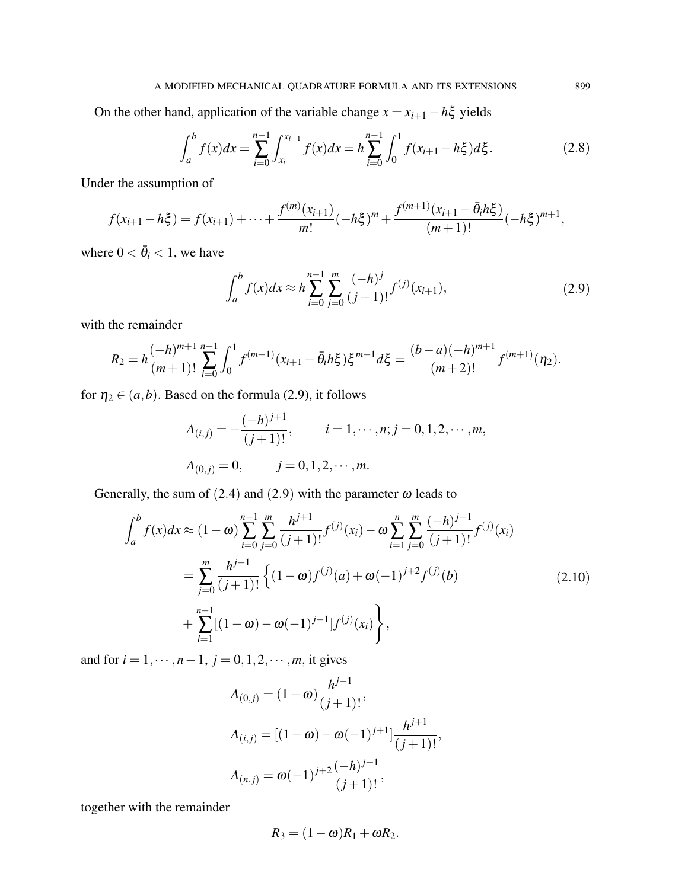On the other hand, application of the variable change $x = x_{i+1} - h\xi$ yields

$$\int_a^b f(x)dx = \sum_{i=0}^{n-1} \int_{x_i}^{x_{i+1}} f(x)dx = h\sum_{i=0}^{n-1} \int_0^1 f(x_{i+1} - h\xi)d\xi. \tag{2.8}$$

Under the assumption of

$$f(x_{i+1} - h\xi) = f(x_{i+1}) + \cdots + \frac{f^{(m)}(x_{i+1})}{m!}(-h\xi)^m + \frac{f^{(m+1)}(x_{i+1} - \bar{\theta}_i h\xi)}{(m+1)!}(-h\xi)^{m+1},$$

where $0 < \bar{\theta}_i < 1$, we have

$$\int_a^b f(x)dx \approx h\sum_{i=0}^{n-1}\sum_{j=0}^{m} \frac{(-h)^j}{(j+1)!} f^{(j)}(x_{i+1}), \tag{2.9}$$

with the remainder

$$R_2 = h\frac{(-h)^{m+1}}{(m+1)!}\sum_{i=0}^{n-1}\int_0^1 f^{(m+1)}(x_{i+1} - \bar{\theta}_i h\xi)\xi^{m+1}d\xi = \frac{(b-a)(-h)^{m+1}}{(m+2)!} f^{(m+1)}(\eta_2).$$

for $\eta_2 \in (a,b)$. Based on the formula (2.9), it follows

$$A_{(i,j)} = -\frac{(-h)^{j+1}}{(j+1)!}, \qquad i = 1,\cdots,n; j = 0,1,2,\cdots,m,$$

$$A_{(0,j)} = 0, \qquad j = 0,1,2,\cdots,m.$$

Generally, the sum of (2.4) and (2.9) with the parameter $\omega$ leads to

$$\begin{aligned}
\int_a^b f(x)dx &\approx (1-\omega)\sum_{i=0}^{n-1}\sum_{j=0}^{m} \frac{h^{j+1}}{(j+1)!} f^{(j)}(x_i) - \omega\sum_{i=1}^{n}\sum_{j=0}^{m} \frac{(-h)^{j+1}}{(j+1)!} f^{(j)}(x_i) \\
&= \sum_{j=0}^{m} \frac{h^{j+1}}{(j+1)!}\Big\{(1-\omega)f^{(j)}(a) + \omega(-1)^{j+2} f^{(j)}(b) \\
&\quad + \sum_{i=1}^{n-1}[(1-\omega) - \omega(-1)^{j+1}] f^{(j)}(x_i)\Big\},
\end{aligned} \tag{2.10}$$

and for $i = 1,\cdots,n-1$, $j = 0,1,2,\cdots,m$, it gives

$$A_{(0,j)} = (1-\omega)\frac{h^{j+1}}{(j+1)!},$$

$$A_{(i,j)} = [(1-\omega) - \omega(-1)^{j+1}]\frac{h^{j+1}}{(j+1)!},$$

$$A_{(n,j)} = \omega(-1)^{j+2}\frac{(-h)^{j+1}}{(j+1)!},$$

together with the remainder

$$R_3 = (1-\omega)R_1 + \omega R_2.$$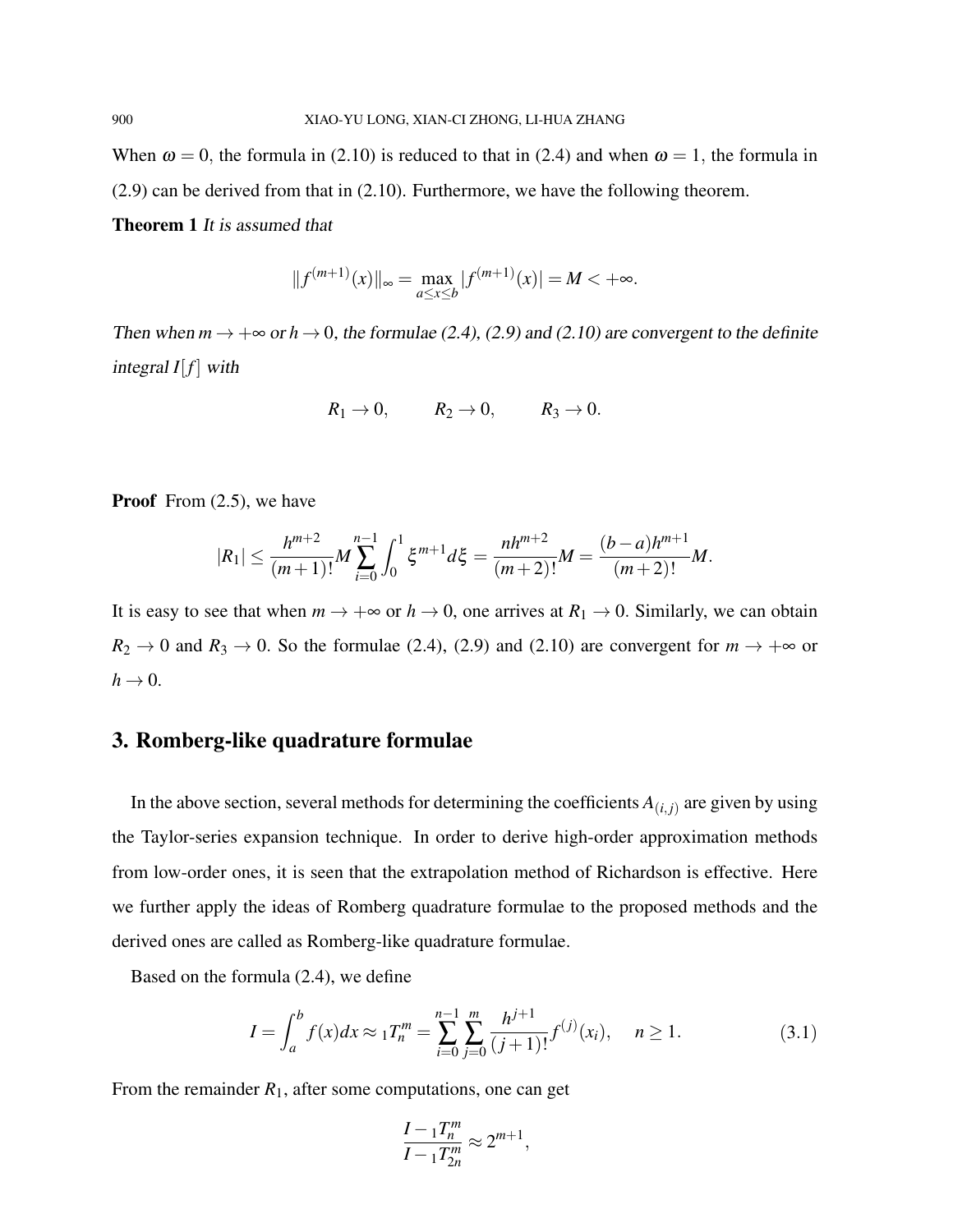When $\omega = 0$, the formula in (2.10) is reduced to that in (2.4) and when $\omega = 1$, the formula in (2.9) can be derived from that in (2.10). Furthermore, we have the following theorem.

**Theorem 1** *It is assumed that*

$$\|f^{(m+1)}(x)\|_\infty = \max_{a\le x\le b} |f^{(m+1)}(x)| = M < +\infty.$$

*Then when $m \to +\infty$ or $h \to 0$, the formulae (2.4), (2.9) and (2.10) are convergent to the definite integral $I[f]$ with*

$$R_1 \to 0, \qquad R_2 \to 0, \qquad R_3 \to 0.$$

**Proof** From (2.5), we have

$$|R_1| \le \frac{h^{m+2}}{(m+1)!} M \sum_{i=0}^{n-1} \int_0^1 \xi^{m+1} d\xi = \frac{nh^{m+2}}{(m+2)!} M = \frac{(b-a)h^{m+1}}{(m+2)!} M.$$

It is easy to see that when $m \to +\infty$ or $h \to 0$, one arrives at $R_1 \to 0$. Similarly, we can obtain $R_2 \to 0$ and $R_3 \to 0$. So the formulae (2.4), (2.9) and (2.10) are convergent for $m \to +\infty$ or $h \to 0$.

## 3. Romberg-like quadrature formulae

In the above section, several methods for determining the coefficients $A_{(i,j)}$ are given by using the Taylor-series expansion technique. In order to derive high-order approximation methods from low-order ones, it is seen that the extrapolation method of Richardson is effective. Here we further apply the ideas of Romberg quadrature formulae to the proposed methods and the derived ones are called as Romberg-like quadrature formulae.

Based on the formula (2.4), we define

$$I = \int_a^b f(x)dx \approx {}_1T_n^m = \sum_{i=0}^{n-1} \sum_{j=0}^{m} \frac{h^{j+1}}{(j+1)!} f^{(j)}(x_i), \quad n \ge 1. \tag{3.1}$$

From the remainder $R_1$, after some computations, one can get

$$\frac{I - {}_1T_n^m}{I - {}_1T_{2n}^m} \approx 2^{m+1},$$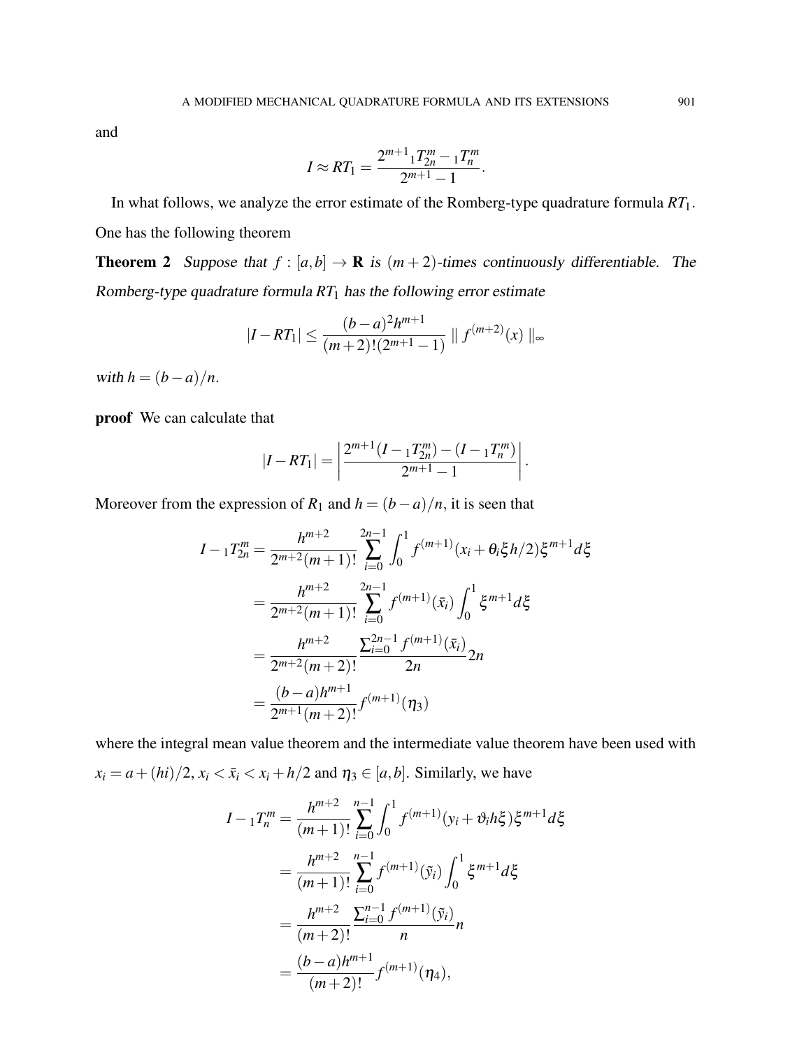and

$$I \approx RT_1 = \frac{2^{m+1} {}_1T_{2n}^m - {}_1T_n^m}{2^{m+1}-1}.$$

In what follows, we analyze the error estimate of the Romberg-type quadrature formula $RT_1$. One has the following theorem

**Theorem 2** *Suppose that $f : [a,b] \to \mathbf{R}$ is $(m+2)$-times continuously differentiable. The Romberg-type quadrature formula $RT_1$ has the following error estimate*

$$|I - RT_1| \leq \frac{(b-a)^2 h^{m+1}}{(m+2)!(2^{m+1}-1)} \parallel f^{(m+2)}(x) \parallel_\infty$$

*with $h = (b-a)/n$.*

**proof** We can calculate that

$$|I - RT_1| = \left| \frac{2^{m+1}(I - {}_1T_{2n}^m) - (I - {}_1T_n^m)}{2^{m+1}-1} \right|.$$

Moreover from the expression of $R_1$ and $h = (b-a)/n$, it is seen that

$$\begin{aligned}
I - {}_1T_{2n}^m &= \frac{h^{m+2}}{2^{m+2}(m+1)!} \sum_{i=0}^{2n-1} \int_0^1 f^{(m+1)}(x_i + \theta_i \xi h/2) \xi^{m+1} d\xi \\
&= \frac{h^{m+2}}{2^{m+2}(m+1)!} \sum_{i=0}^{2n-1} f^{(m+1)}(\bar{x}_i) \int_0^1 \xi^{m+1} d\xi \\
&= \frac{h^{m+2}}{2^{m+2}(m+2)!} \frac{\sum_{i=0}^{2n-1} f^{(m+1)}(\bar{x}_i)}{2n} 2n \\
&= \frac{(b-a)h^{m+1}}{2^{m+1}(m+2)!} f^{(m+1)}(\eta_3)
\end{aligned}$$

where the integral mean value theorem and the intermediate value theorem have been used with $x_i = a + (hi)/2$, $x_i < \bar{x}_i < x_i + h/2$ and $\eta_3 \in [a,b]$. Similarly, we have

$$\begin{aligned}
I - {}_1T_n^m &= \frac{h^{m+2}}{(m+1)!} \sum_{i=0}^{n-1} \int_0^1 f^{(m+1)}(y_i + \vartheta_i h \xi) \xi^{m+1} d\xi \\
&= \frac{h^{m+2}}{(m+1)!} \sum_{i=0}^{n-1} f^{(m+1)}(\tilde{y}_i) \int_0^1 \xi^{m+1} d\xi \\
&= \frac{h^{m+2}}{(m+2)!} \frac{\sum_{i=0}^{n-1} f^{(m+1)}(\tilde{y}_i)}{n} n \\
&= \frac{(b-a)h^{m+1}}{(m+2)!} f^{(m+1)}(\eta_4),
\end{aligned}$$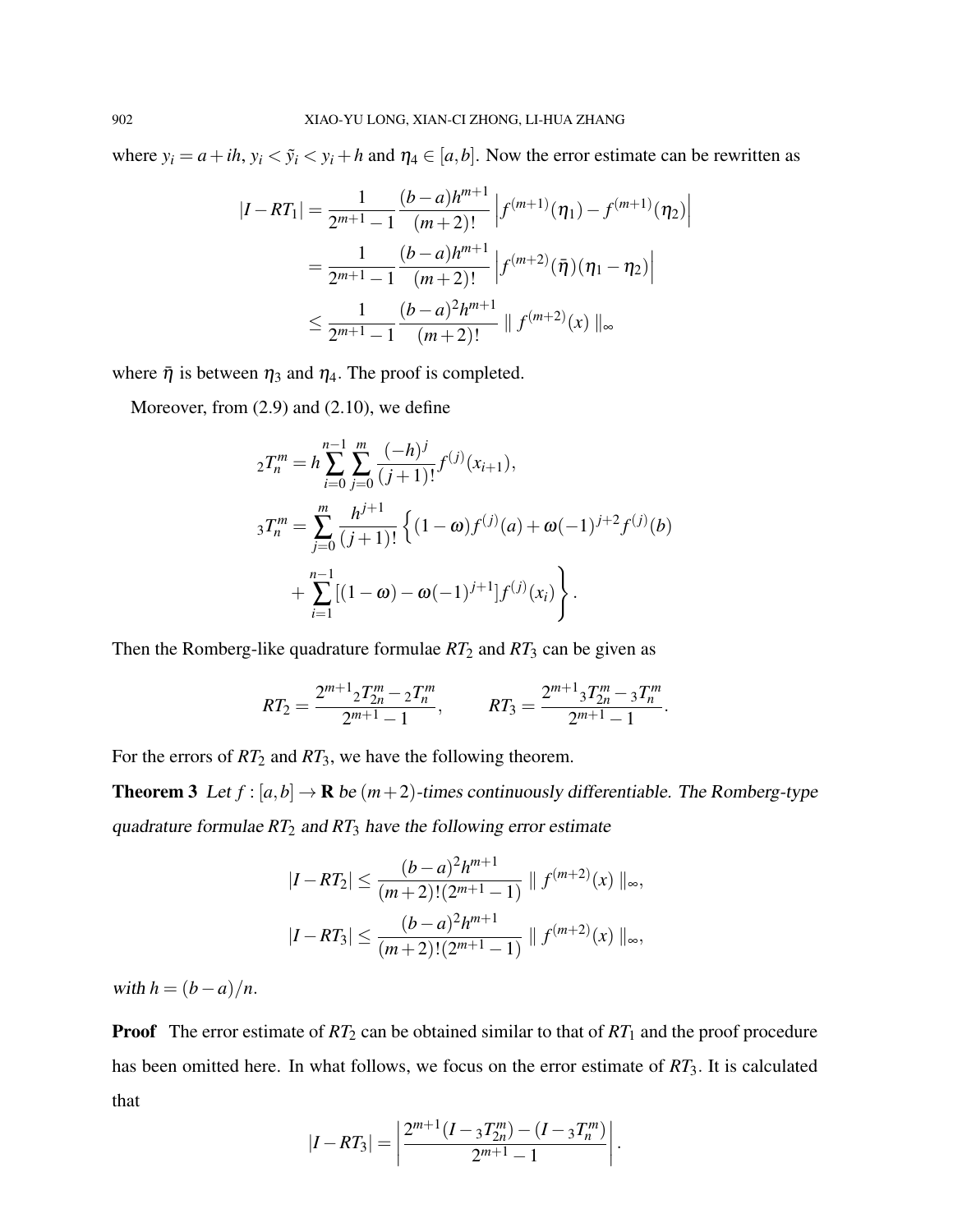where $y_i = a + ih$, $y_i < \tilde{y}_i < y_i + h$ and $\eta_4 \in [a,b]$. Now the error estimate can be rewritten as

$$
\begin{aligned}
|I - RT_1| &= \frac{1}{2^{m+1}-1} \frac{(b-a)h^{m+1}}{(m+2)!} \left| f^{(m+1)}(\eta_1) - f^{(m+1)}(\eta_2) \right| \\
&= \frac{1}{2^{m+1}-1} \frac{(b-a)h^{m+1}}{(m+2)!} \left| f^{(m+2)}(\bar{\eta})(\eta_1 - \eta_2) \right| \\
&\leq \frac{1}{2^{m+1}-1} \frac{(b-a)^2 h^{m+1}}{(m+2)!} \parallel f^{(m+2)}(x) \parallel_\infty
\end{aligned}
$$

where $\bar{\eta}$ is between $\eta_3$ and $\eta_4$. The proof is completed.

Moreover, from (2.9) and (2.10), we define

$$
\begin{aligned}
{}_2T_n^m &= h \sum_{i=0}^{n-1} \sum_{j=0}^{m} \frac{(-h)^j}{(j+1)!} f^{(j)}(x_{i+1}), \\
{}_3T_n^m &= \sum_{j=0}^{m} \frac{h^{j+1}}{(j+1)!} \Big\{ (1-\omega) f^{(j)}(a) + \omega(-1)^{j+2} f^{(j)}(b) \\
&\quad + \sum_{i=1}^{n-1} [(1-\omega) - \omega(-1)^{j+1}] f^{(j)}(x_i) \Big\}.
\end{aligned}
$$

Then the Romberg-like quadrature formulae $RT_2$ and $RT_3$ can be given as

$$
RT_2 = \frac{2^{m+1}\, {}_2T_{2n}^m - {}_2T_n^m}{2^{m+1}-1}, \qquad RT_3 = \frac{2^{m+1}\, {}_3T_{2n}^m - {}_3T_n^m}{2^{m+1}-1}.
$$

For the errors of $RT_2$ and $RT_3$, we have the following theorem.

**Theorem 3** *Let $f : [a,b] \to \mathbf{R}$ be $(m+2)$-times continuously differentiable. The Romberg-type quadrature formulae $RT_2$ and $RT_3$ have the following error estimate*

$$
\begin{aligned}
|I - RT_2| &\leq \frac{(b-a)^2 h^{m+1}}{(m+2)!(2^{m+1}-1)} \parallel f^{(m+2)}(x) \parallel_\infty, \\
|I - RT_3| &\leq \frac{(b-a)^2 h^{m+1}}{(m+2)!(2^{m+1}-1)} \parallel f^{(m+2)}(x) \parallel_\infty,
\end{aligned}
$$

*with $h = (b-a)/n$.*

**Proof** The error estimate of $RT_2$ can be obtained similar to that of $RT_1$ and the proof procedure has been omitted here. In what follows, we focus on the error estimate of $RT_3$. It is calculated that

$$
|I - RT_3| = \left| \frac{2^{m+1}(I - {}_3T_{2n}^m) - (I - {}_3T_n^m)}{2^{m+1}-1} \right|.
$$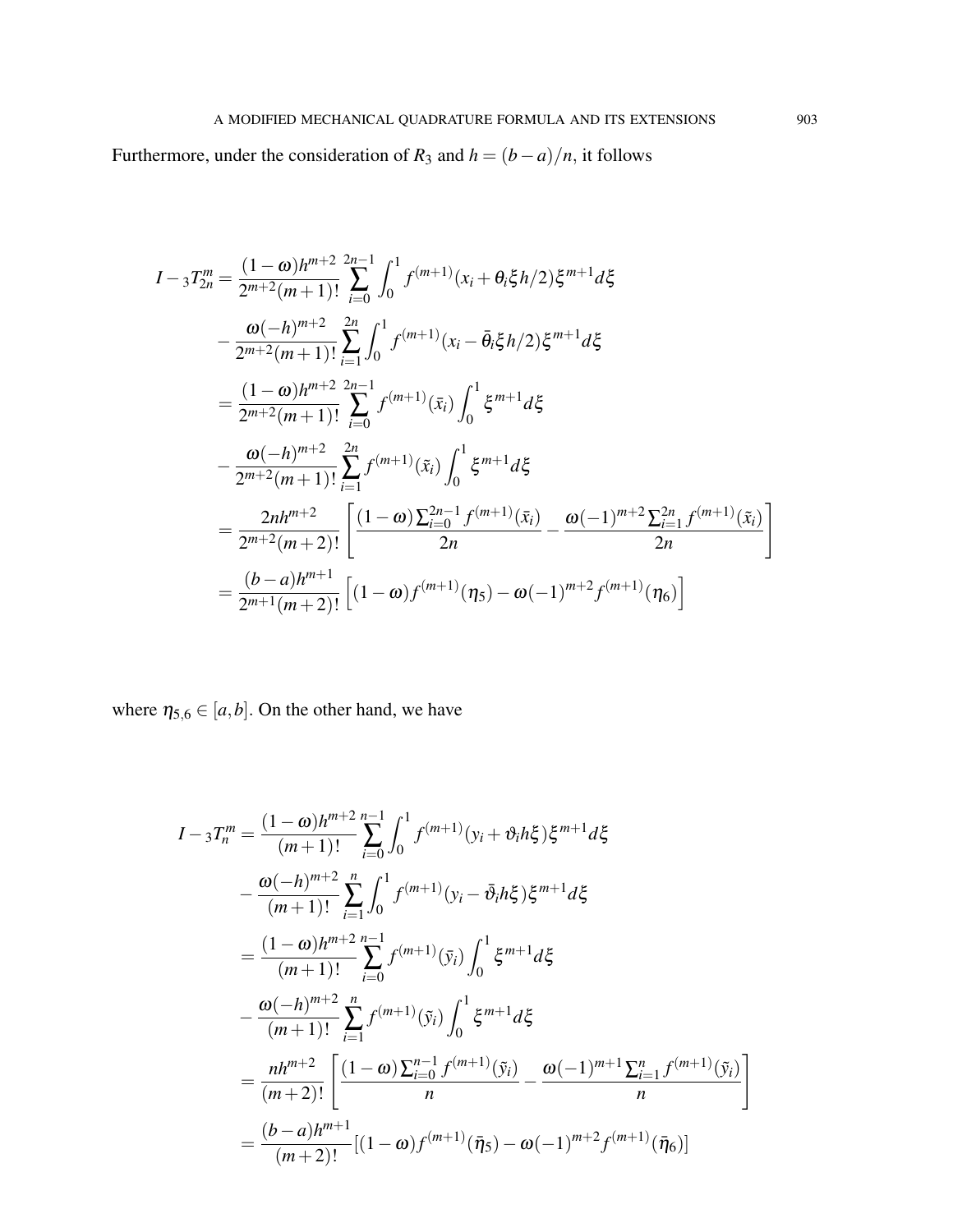Furthermore, under the consideration of $R_3$ and $h=(b-a)/n$, it follows

$$
\begin{aligned}
I - {}_3T_{2n}^m &= \frac{(1-\omega)h^{m+2}}{2^{m+2}(m+1)!}\sum_{i=0}^{2n-1}\int_0^1 f^{(m+1)}(x_i+\theta_i\xi h/2)\xi^{m+1}d\xi \\
&\quad - \frac{\omega(-h)^{m+2}}{2^{m+2}(m+1)!}\sum_{i=1}^{2n}\int_0^1 f^{(m+1)}(x_i-\bar{\theta}_i\xi h/2)\xi^{m+1}d\xi \\
&= \frac{(1-\omega)h^{m+2}}{2^{m+2}(m+1)!}\sum_{i=0}^{2n-1} f^{(m+1)}(\bar{x}_i)\int_0^1 \xi^{m+1}d\xi \\
&\quad - \frac{\omega(-h)^{m+2}}{2^{m+2}(m+1)!}\sum_{i=1}^{2n} f^{(m+1)}(\tilde{x}_i)\int_0^1 \xi^{m+1}d\xi \\
&= \frac{2nh^{m+2}}{2^{m+2}(m+2)!}\left[\frac{(1-\omega)\sum_{i=0}^{2n-1} f^{(m+1)}(\bar{x}_i)}{2n} - \frac{\omega(-1)^{m+2}\sum_{i=1}^{2n} f^{(m+1)}(\tilde{x}_i)}{2n}\right] \\
&= \frac{(b-a)h^{m+1}}{2^{m+1}(m+2)!}\left[(1-\omega)f^{(m+1)}(\eta_5) - \omega(-1)^{m+2}f^{(m+1)}(\eta_6)\right]
\end{aligned}
$$

where $\eta_{5,6}\in[a,b]$. On the other hand, we have

$$
\begin{aligned}
I - {}_3T_{n}^m &= \frac{(1-\omega)h^{m+2}}{(m+1)!}\sum_{i=0}^{n-1}\int_0^1 f^{(m+1)}(y_i+\vartheta_i h\xi)\xi^{m+1}d\xi \\
&\quad - \frac{\omega(-h)^{m+2}}{(m+1)!}\sum_{i=1}^{n}\int_0^1 f^{(m+1)}(y_i-\bar{\vartheta}_i h\xi)\xi^{m+1}d\xi \\
&= \frac{(1-\omega)h^{m+2}}{(m+1)!}\sum_{i=0}^{n-1} f^{(m+1)}(\bar{y}_i)\int_0^1 \xi^{m+1}d\xi \\
&\quad - \frac{\omega(-h)^{m+2}}{(m+1)!}\sum_{i=1}^{n} f^{(m+1)}(\tilde{y}_i)\int_0^1 \xi^{m+1}d\xi \\
&= \frac{nh^{m+2}}{(m+2)!}\left[\frac{(1-\omega)\sum_{i=0}^{n-1} f^{(m+1)}(\tilde{y}_i)}{n} - \frac{\omega(-1)^{m+1}\sum_{i=1}^{n} f^{(m+1)}(\tilde{y}_i)}{n}\right] \\
&= \frac{(b-a)h^{m+1}}{(m+2)!}[(1-\omega)f^{(m+1)}(\bar{\eta}_5) - \omega(-1)^{m+2}f^{(m+1)}(\bar{\eta}_6)]
\end{aligned}
$$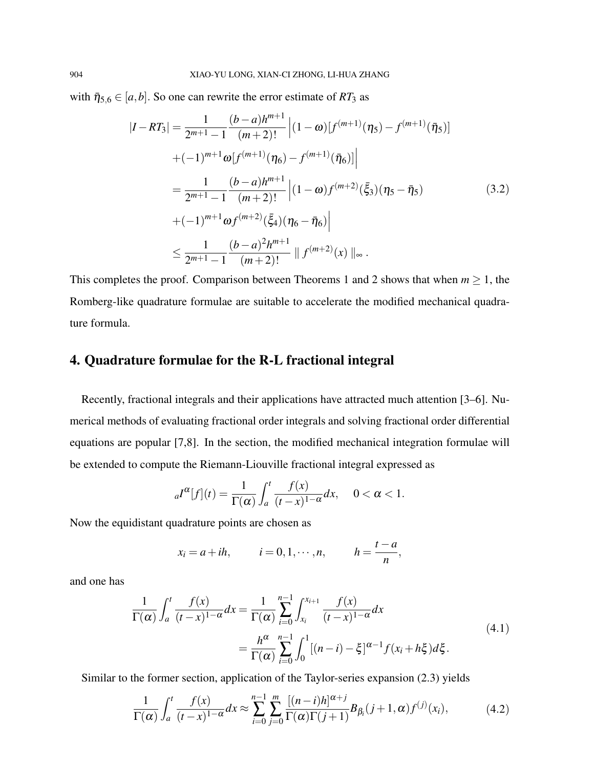with $\bar{\eta}_{5,6} \in [a,b]$. So one can rewrite the error estimate of $RT_3$ as

$$
\begin{aligned}
|I - RT_3| &= \frac{1}{2^{m+1}-1} \frac{(b-a)h^{m+1}}{(m+2)!} \Big| (1-\omega)[f^{(m+1)}(\eta_5) - f^{(m+1)}(\bar{\eta}_5)] \\
&\quad + (-1)^{m+1}\omega[f^{(m+1)}(\eta_6) - f^{(m+1)}(\bar{\eta}_6)] \Big| \\
&= \frac{1}{2^{m+1}-1} \frac{(b-a)h^{m+1}}{(m+2)!} \Big| (1-\omega) f^{(m+2)}(\bar{\xi}_3)(\eta_5 - \bar{\eta}_5) \\
&\quad + (-1)^{m+1}\omega f^{(m+2)}(\bar{\xi}_4)(\eta_6 - \bar{\eta}_6) \Big| \\
&\leq \frac{1}{2^{m+1}-1} \frac{(b-a)^2 h^{m+1}}{(m+2)!} \parallel f^{(m+2)}(x) \parallel_\infty .
\end{aligned}
\tag{3.2}
$$

This completes the proof. Comparison between Theorems 1 and 2 shows that when $m \geq 1$, the Romberg-like quadrature formulae are suitable to accelerate the modified mechanical quadrature formula.

## 4. Quadrature formulae for the R-L fractional integral

Recently, fractional integrals and their applications have attracted much attention [3–6]. Numerical methods of evaluating fractional order integrals and solving fractional order differential equations are popular [7,8]. In the section, the modified mechanical integration formulae will be extended to compute the Riemann-Liouville fractional integral expressed as

$$
{}_aI^{\alpha}[f](t) = \frac{1}{\Gamma(\alpha)} \int_a^t \frac{f(x)}{(t-x)^{1-\alpha}} dx, \quad 0 < \alpha < 1.
$$

Now the equidistant quadrature points are chosen as

$$
x_i = a + ih, \qquad i = 0, 1, \cdots, n, \qquad h = \frac{t-a}{n},
$$

and one has

$$
\begin{aligned}
\frac{1}{\Gamma(\alpha)} \int_a^t \frac{f(x)}{(t-x)^{1-\alpha}} dx &= \frac{1}{\Gamma(\alpha)} \sum_{i=0}^{n-1} \int_{x_i}^{x_{i+1}} \frac{f(x)}{(t-x)^{1-\alpha}} dx \\
&= \frac{h^{\alpha}}{\Gamma(\alpha)} \sum_{i=0}^{n-1} \int_0^1 [(n-i) - \xi]^{\alpha-1} f(x_i + h\xi) d\xi.
\end{aligned}
\tag{4.1}
$$

Similar to the former section, application of the Taylor-series expansion (2.3) yields

$$
\frac{1}{\Gamma(\alpha)} \int_a^t \frac{f(x)}{(t-x)^{1-\alpha}} dx \approx \sum_{i=0}^{n-1} \sum_{j=0}^{m} \frac{[(n-i)h]^{\alpha+j}}{\Gamma(\alpha)\Gamma(j+1)} B_{\beta_i}(j+1, \alpha) f^{(j)}(x_i),
\tag{4.2}
$$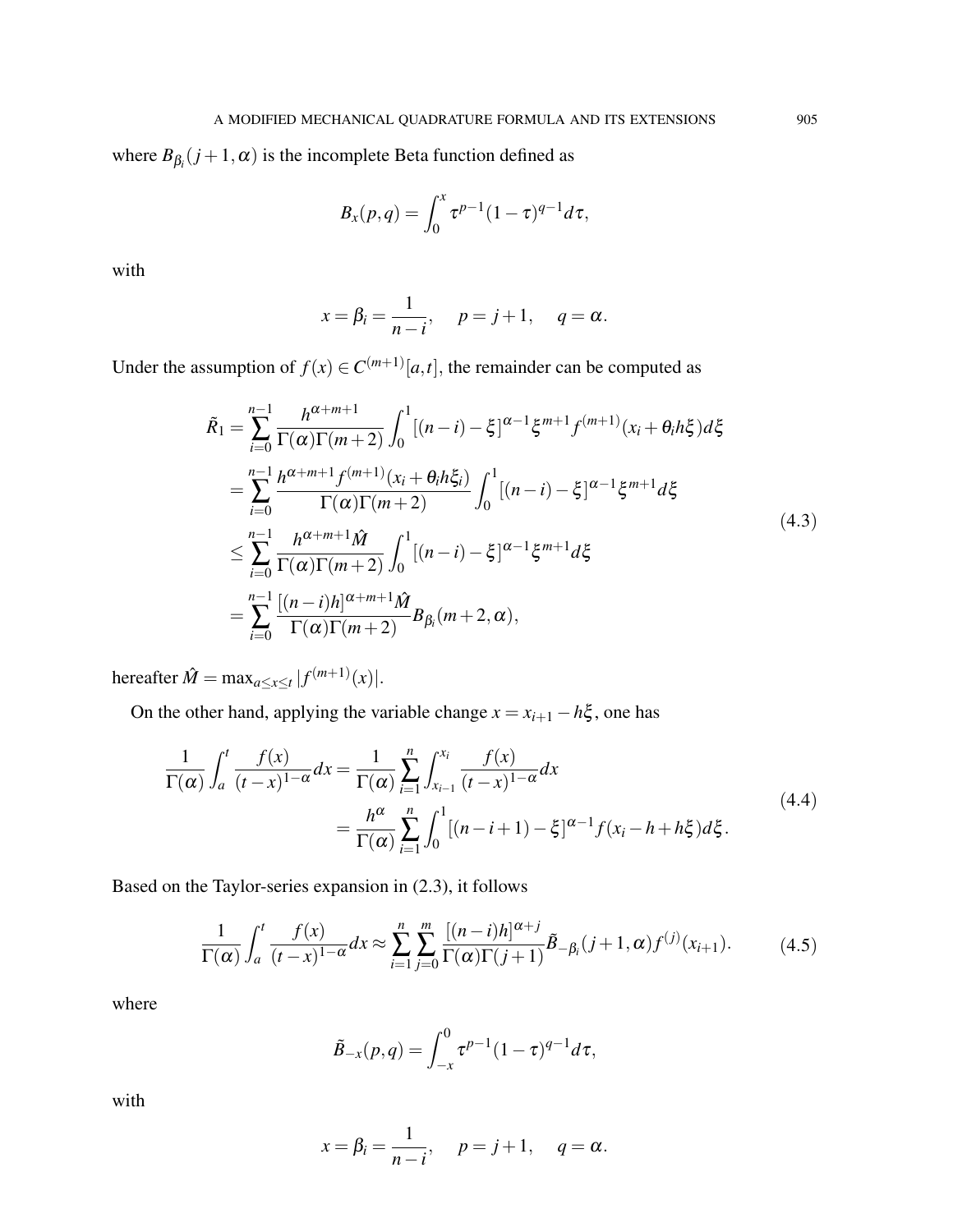where $B_{\beta_i}(j+1,\alpha)$ is the incomplete Beta function defined as

$$B_x(p,q) = \int_0^x \tau^{p-1}(1-\tau)^{q-1}d\tau,$$

with

$$x = \beta_i = \frac{1}{n-i}, \quad p = j+1, \quad q = \alpha.$$

Under the assumption of $f(x) \in C^{(m+1)}[a,t]$, the remainder can be computed as

$$\begin{aligned}
\tilde{R}_1 &= \sum_{i=0}^{n-1} \frac{h^{\alpha+m+1}}{\Gamma(\alpha)\Gamma(m+2)} \int_0^1 [(n-i)-\xi]^{\alpha-1}\xi^{m+1} f^{(m+1)}(x_i+\theta_i h\xi)d\xi \\
&= \sum_{i=0}^{n-1} \frac{h^{\alpha+m+1} f^{(m+1)}(x_i+\theta_i h\xi_i)}{\Gamma(\alpha)\Gamma(m+2)} \int_0^1 [(n-i)-\xi]^{\alpha-1}\xi^{m+1}d\xi \\
&\leq \sum_{i=0}^{n-1} \frac{h^{\alpha+m+1}\hat{M}}{\Gamma(\alpha)\Gamma(m+2)} \int_0^1 [(n-i)-\xi]^{\alpha-1}\xi^{m+1}d\xi \\
&= \sum_{i=0}^{n-1} \frac{[(n-i)h]^{\alpha+m+1}\hat{M}}{\Gamma(\alpha)\Gamma(m+2)} B_{\beta_i}(m+2,\alpha),
\end{aligned} \tag{4.3}$$

hereafter $\hat{M} = \max_{a \leq x \leq t} |f^{(m+1)}(x)|$.

On the other hand, applying the variable change $x = x_{i+1} - h\xi$, one has

$$\begin{aligned}
\frac{1}{\Gamma(\alpha)} \int_a^t \frac{f(x)}{(t-x)^{1-\alpha}}dx &= \frac{1}{\Gamma(\alpha)} \sum_{i=1}^{n} \int_{x_{i-1}}^{x_i} \frac{f(x)}{(t-x)^{1-\alpha}}dx \\
&= \frac{h^\alpha}{\Gamma(\alpha)} \sum_{i=1}^{n} \int_0^1 [(n-i+1)-\xi]^{\alpha-1} f(x_i - h + h\xi)d\xi.
\end{aligned} \tag{4.4}$$

Based on the Taylor-series expansion in (2.3), it follows

$$\frac{1}{\Gamma(\alpha)} \int_a^t \frac{f(x)}{(t-x)^{1-\alpha}}dx \approx \sum_{i=1}^{n} \sum_{j=0}^{m} \frac{[(n-i)h]^{\alpha+j}}{\Gamma(\alpha)\Gamma(j+1)} \tilde{B}_{-\beta_i}(j+1,\alpha) f^{(j)}(x_{i+1}). \tag{4.5}$$

where

$$\tilde{B}_{-x}(p,q) = \int_{-x}^0 \tau^{p-1}(1-\tau)^{q-1}d\tau,$$

with

$$x = \beta_i = \frac{1}{n-i}, \quad p = j+1, \quad q = \alpha.$$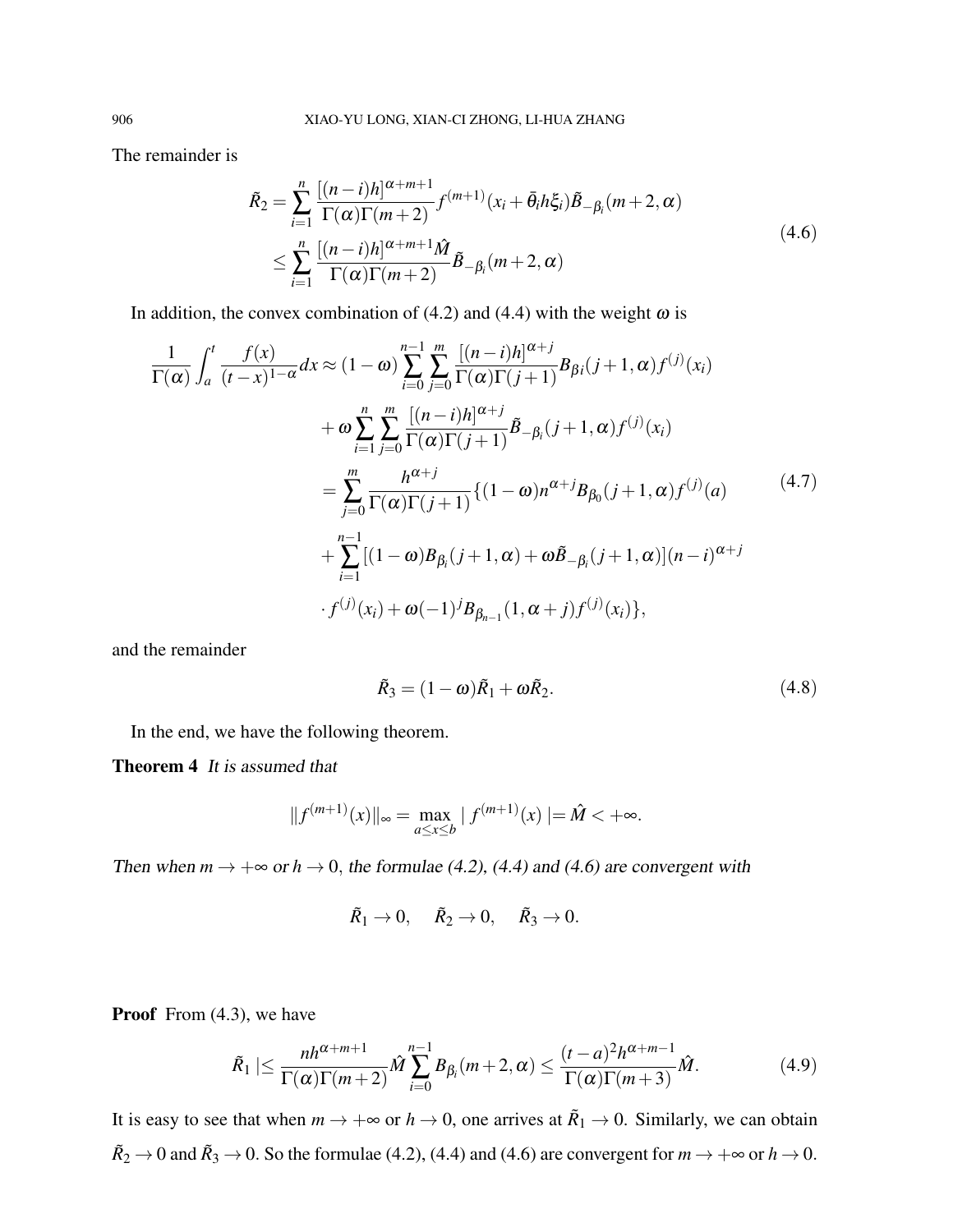The remainder is

$$
\begin{aligned}
\tilde{R}_2 &= \sum_{i=1}^{n} \frac{[(n-i)h]^{\alpha+m+1}}{\Gamma(\alpha)\Gamma(m+2)} f^{(m+1)}(x_i + \bar{\theta}_i h \xi_i) \tilde{B}_{-\beta_i}(m+2,\alpha) \\
&\leq \sum_{i=1}^{n} \frac{[(n-i)h]^{\alpha+m+1} \hat{M}}{\Gamma(\alpha)\Gamma(m+2)} \tilde{B}_{-\beta_i}(m+2,\alpha)
\end{aligned}
\tag{4.6}
$$

In addition, the convex combination of (4.2) and (4.4) with the weight $\omega$ is

$$
\begin{aligned}
\frac{1}{\Gamma(\alpha)} \int_a^t \frac{f(x)}{(t-x)^{1-\alpha}} dx &\approx (1-\omega) \sum_{i=0}^{n-1} \sum_{j=0}^{m} \frac{[(n-i)h]^{\alpha+j}}{\Gamma(\alpha)\Gamma(j+1)} B_{\beta i}(j+1,\alpha) f^{(j)}(x_i) \\
&+ \omega \sum_{i=1}^{n} \sum_{j=0}^{m} \frac{[(n-i)h]^{\alpha+j}}{\Gamma(\alpha)\Gamma(j+1)} \tilde{B}_{-\beta_i}(j+1,\alpha) f^{(j)}(x_i) \\
&= \sum_{j=0}^{m} \frac{h^{\alpha+j}}{\Gamma(\alpha)\Gamma(j+1)} \{(1-\omega) n^{\alpha+j} B_{\beta_0}(j+1,\alpha) f^{(j)}(a) \\
&+ \sum_{i=1}^{n-1} [(1-\omega) B_{\beta_i}(j+1,\alpha) + \omega \tilde{B}_{-\beta_i}(j+1,\alpha)](n-i)^{\alpha+j} \\
&\cdot f^{(j)}(x_i) + \omega (-1)^j B_{\beta_{n-1}}(1,\alpha+j) f^{(j)}(x_i)\},
\end{aligned}
\tag{4.7}
$$

and the remainder

$$
\tilde{R}_3 = (1-\omega)\tilde{R}_1 + \omega \tilde{R}_2. \tag{4.8}
$$

In the end, we have the following theorem.

**Theorem 4** *It is assumed that*

$$
\| f^{(m+1)}(x) \|_\infty = \max_{a \leq x \leq b} | f^{(m+1)}(x) | = \hat{M} < +\infty.
$$

*Then when $m \to +\infty$ or $h \to 0$, the formulae (4.2), (4.4) and (4.6) are convergent with*

$$
\tilde{R}_1 \to 0, \quad \tilde{R}_2 \to 0, \quad \tilde{R}_3 \to 0.
$$

**Proof** From (4.3), we have

$$
\tilde{R}_1 | \leq \frac{n h^{\alpha+m+1}}{\Gamma(\alpha)\Gamma(m+2)} \hat{M} \sum_{i=0}^{n-1} B_{\beta_i}(m+2,\alpha) \leq \frac{(t-a)^2 h^{\alpha+m-1}}{\Gamma(\alpha)\Gamma(m+3)} \hat{M}. \tag{4.9}
$$

It is easy to see that when $m \to +\infty$ or $h \to 0$, one arrives at $\tilde{R}_1 \to 0$. Similarly, we can obtain $\tilde{R}_2 \to 0$ and $\tilde{R}_3 \to 0$. So the formulae (4.2), (4.4) and (4.6) are convergent for $m \to +\infty$ or $h \to 0$.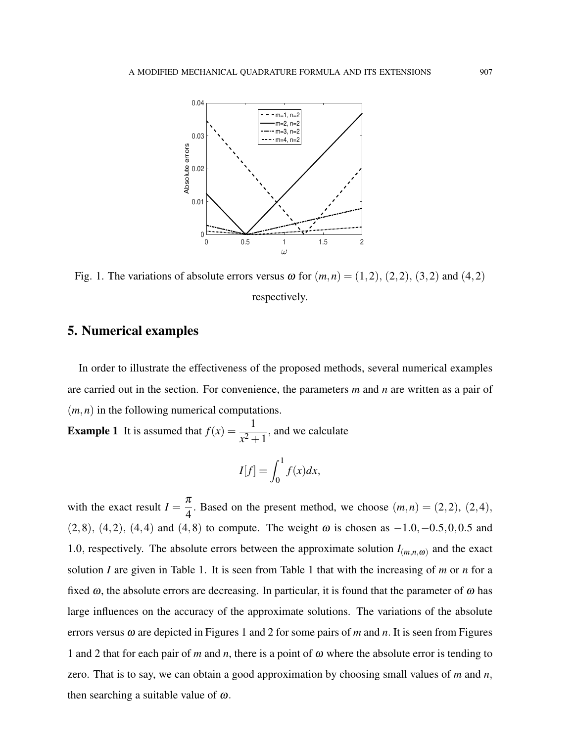Fig. 1. The variations of absolute errors versus $\omega$ for $(m,n) = (1,2)$, $(2,2)$, $(3,2)$ and $(4,2)$ respectively.

## 5. Numerical examples

In order to illustrate the effectiveness of the proposed methods, several numerical examples are carried out in the section. For convenience, the parameters $m$ and $n$ are written as a pair of $(m,n)$ in the following numerical computations.

**Example 1** It is assumed that $f(x) = \dfrac{1}{x^2+1}$, and we calculate

$$I[f] = \int_0^1 f(x)dx,$$

with the exact result $I = \dfrac{\pi}{4}$. Based on the present method, we choose $(m,n) = (2,2)$, $(2,4)$, $(2,8)$, $(4,2)$, $(4,4)$ and $(4,8)$ to compute. The weight $\omega$ is chosen as $-1.0, -0.5, 0, 0.5$ and $1.0$, respectively. The absolute errors between the approximate solution $I_{(m,n,\omega)}$ and the exact solution $I$ are given in Table 1. It is seen from Table 1 that with the increasing of $m$ or $n$ for a fixed $\omega$, the absolute errors are decreasing. In particular, it is found that the parameter of $\omega$ has large influences on the accuracy of the approximate solutions. The variations of the absolute errors versus $\omega$ are depicted in Figures 1 and 2 for some pairs of $m$ and $n$. It is seen from Figures 1 and 2 that for each pair of $m$ and $n$, there is a point of $\omega$ where the absolute error is tending to zero. That is to say, we can obtain a good approximation by choosing small values of $m$ and $n$, then searching a suitable value of $\omega$.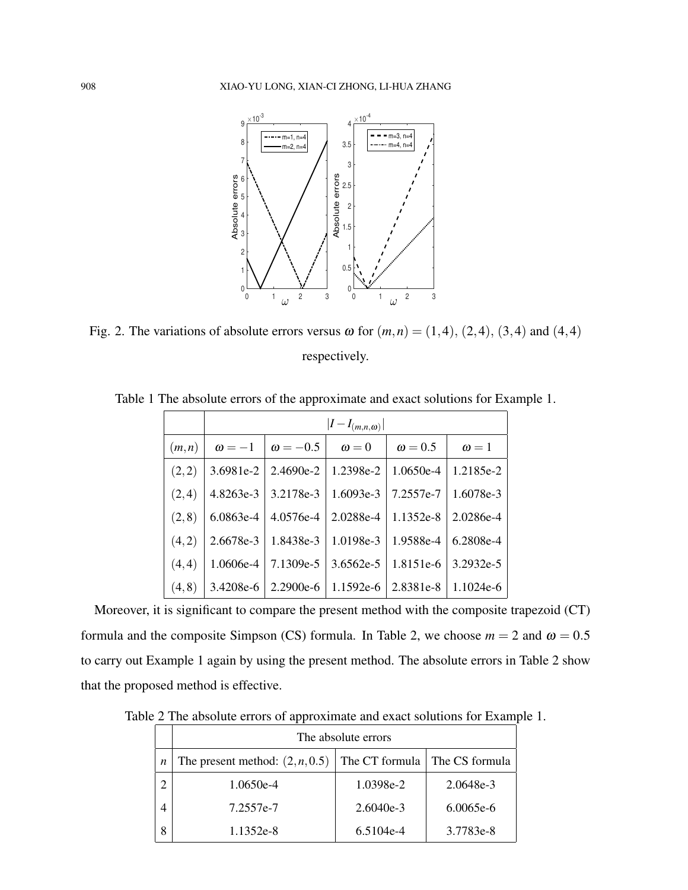Fig. 2. The variations of absolute errors versus $\omega$ for $(m,n) = (1,4)$, $(2,4)$, $(3,4)$ and $(4,4)$ respectively.

Table 1 The absolute errors of the approximate and exact solutions for Example 1.

| | $\lvert I - I_{(m,n,\omega)}\rvert$ | | | | |
|---|---|---|---|---|---|
| $(m,n)$ | $\omega = -1$ | $\omega = -0.5$ | $\omega = 0$ | $\omega = 0.5$ | $\omega = 1$ |
| $(2,2)$ | 3.6981e-2 | 2.4690e-2 | 1.2398e-2 | 1.0650e-4 | 1.2185e-2 |
| $(2,4)$ | 4.8263e-3 | 3.2178e-3 | 1.6093e-3 | 7.2557e-7 | 1.6078e-3 |
| $(2,8)$ | 6.0863e-4 | 4.0576e-4 | 2.0288e-4 | 1.1352e-8 | 2.0286e-4 |
| $(4,2)$ | 2.6678e-3 | 1.8438e-3 | 1.0198e-3 | 1.9588e-4 | 6.2808e-4 |
| $(4,4)$ | 1.0606e-4 | 7.1309e-5 | 3.6562e-5 | 1.8151e-6 | 3.2932e-5 |
| $(4,8)$ | 3.4208e-6 | 2.2900e-6 | 1.1592e-6 | 2.8381e-8 | 1.1024e-6 |

Moreover, it is significant to compare the present method with the composite trapezoid (CT) formula and the composite Simpson (CS) formula. In Table 2, we choose $m = 2$ and $\omega = 0.5$ to carry out Example 1 again by using the present method. The absolute errors in Table 2 show that the proposed method is effective.

Table 2 The absolute errors of approximate and exact solutions for Example 1.

| | The absolute errors | | |
|---|---|---|---|
| $n$ | The present method: $(2,n,0.5)$ | The CT formula | The CS formula |
| 2 | 1.0650e-4 | 1.0398e-2 | 2.0648e-3 |
| 4 | 7.2557e-7 | 2.6040e-3 | 6.0065e-6 |
| 8 | 1.1352e-8 | 6.5104e-4 | 3.7783e-8 |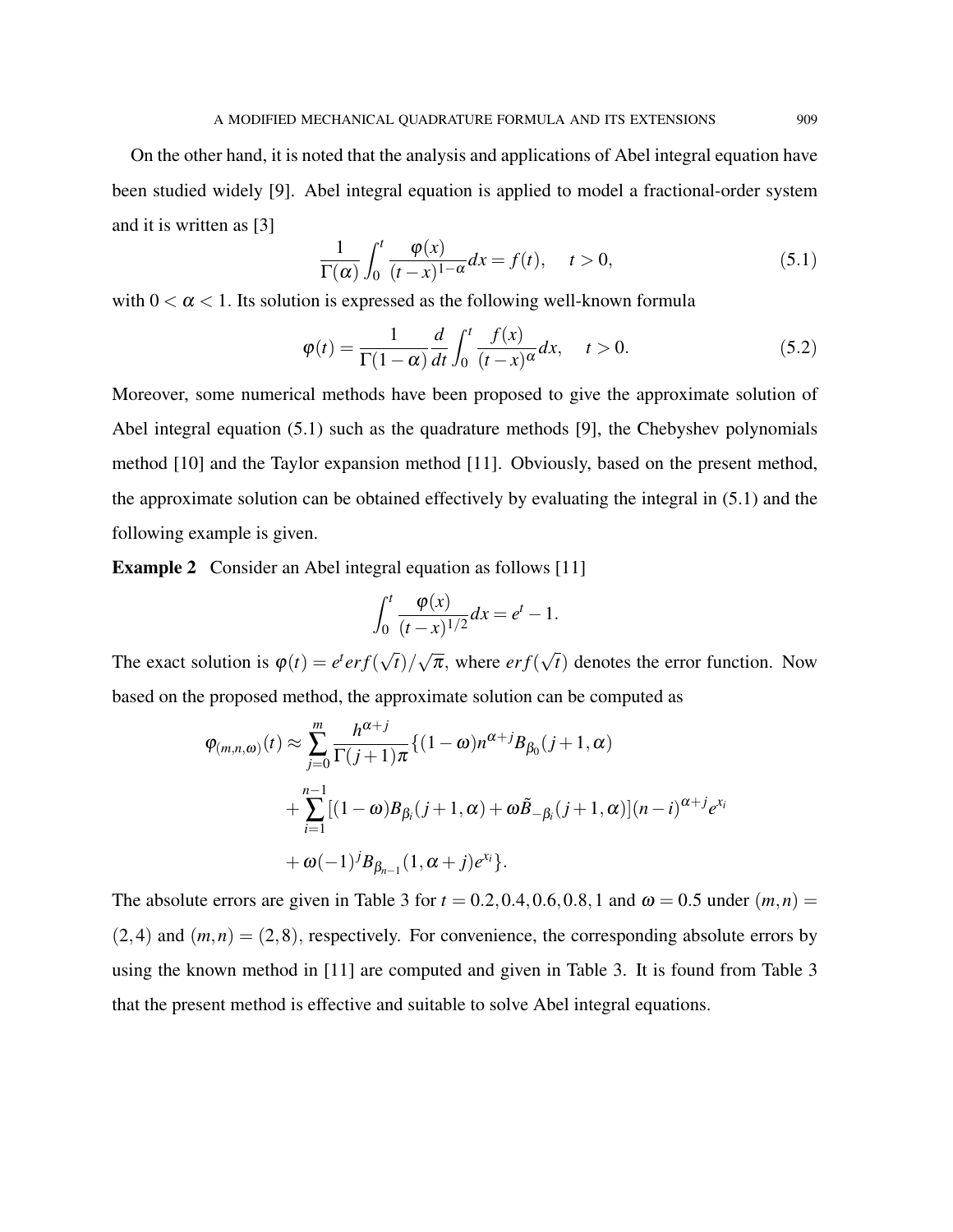On the other hand, it is noted that the analysis and applications of Abel integral equation have been studied widely [9]. Abel integral equation is applied to model a fractional-order system and it is written as [3]

$$\frac{1}{\Gamma(\alpha)}\int_0^t \frac{\varphi(x)}{(t-x)^{1-\alpha}}dx = f(t), \quad t>0, \tag{5.1}$$

with $0<\alpha<1$. Its solution is expressed as the following well-known formula

$$\varphi(t) = \frac{1}{\Gamma(1-\alpha)}\frac{d}{dt}\int_0^t \frac{f(x)}{(t-x)^{\alpha}}dx, \quad t>0. \tag{5.2}$$

Moreover, some numerical methods have been proposed to give the approximate solution of Abel integral equation (5.1) such as the quadrature methods [9], the Chebyshev polynomials method [10] and the Taylor expansion method [11]. Obviously, based on the present method, the approximate solution can be obtained effectively by evaluating the integral in (5.1) and the following example is given.

**Example 2** Consider an Abel integral equation as follows [11]

$$\int_0^t \frac{\varphi(x)}{(t-x)^{1/2}}dx = e^t - 1.$$

The exact solution is $\varphi(t) = e^t erf(\sqrt{t})/\sqrt{\pi}$, where $erf(\sqrt{t})$ denotes the error function. Now based on the proposed method, the approximate solution can be computed as

$$\begin{aligned}\varphi_{(m,n,\omega)}(t) \approx \sum_{j=0}^{m}\frac{h^{\alpha+j}}{\Gamma(j+1)\pi}\{&(1-\omega)n^{\alpha+j}B_{\beta_0}(j+1,\alpha)\\ &+\sum_{i=1}^{n-1}[(1-\omega)B_{\beta_i}(j+1,\alpha)+\omega\tilde{B}_{-\beta_i}(j+1,\alpha)](n-i)^{\alpha+j}e^{x_i}\\ &+\omega(-1)^j B_{\beta_{n-1}}(1,\alpha+j)e^{x_i}\}.\end{aligned}$$

The absolute errors are given in Table 3 for $t=0.2,0.4,0.6,0.8,1$ and $\omega=0.5$ under $(m,n)=(2,4)$ and $(m,n)=(2,8)$, respectively. For convenience, the corresponding absolute errors by using the known method in [11] are computed and given in Table 3. It is found from Table 3 that the present method is effective and suitable to solve Abel integral equations.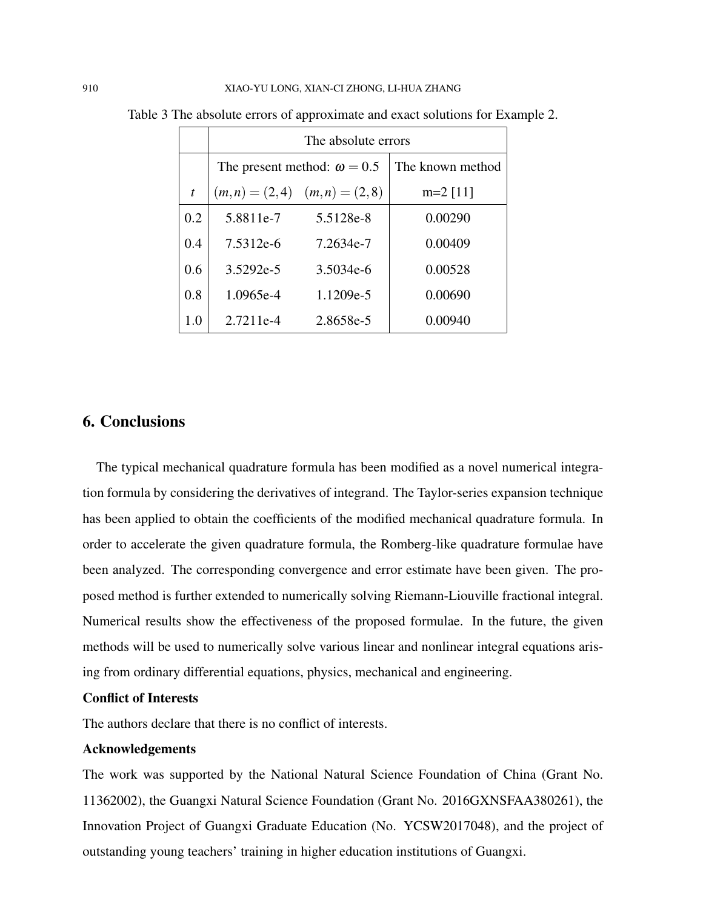Table 3 The absolute errors of approximate and exact solutions for Example 2.

| | The absolute errors | | |
|---|---|---|---|
| | The present method: $\omega = 0.5$ | | The known method |
| $t$ | $(m,n) = (2,4)$ | $(m,n) = (2,8)$ | m=2 [11] |
| 0.2 | 5.8811e-7 | 5.5128e-8 | 0.00290 |
| 0.4 | 7.5312e-6 | 7.2634e-7 | 0.00409 |
| 0.6 | 3.5292e-5 | 3.5034e-6 | 0.00528 |
| 0.8 | 1.0965e-4 | 1.1209e-5 | 0.00690 |
| 1.0 | 2.7211e-4 | 2.8658e-5 | 0.00940 |

## 6. Conclusions

The typical mechanical quadrature formula has been modified as a novel numerical integration formula by considering the derivatives of integrand. The Taylor-series expansion technique has been applied to obtain the coefficients of the modified mechanical quadrature formula. In order to accelerate the given quadrature formula, the Romberg-like quadrature formulae have been analyzed. The corresponding convergence and error estimate have been given. The proposed method is further extended to numerically solving Riemann-Liouville fractional integral. Numerical results show the effectiveness of the proposed formulae. In the future, the given methods will be used to numerically solve various linear and nonlinear integral equations arising from ordinary differential equations, physics, mechanical and engineering.

**Conflict of Interests**

The authors declare that there is no conflict of interests.

**Acknowledgements**

The work was supported by the National Natural Science Foundation of China (Grant No. 11362002), the Guangxi Natural Science Foundation (Grant No. 2016GXNSFAA380261), the Innovation Project of Guangxi Graduate Education (No. YCSW2017048), and the project of outstanding young teachers' training in higher education institutions of Guangxi.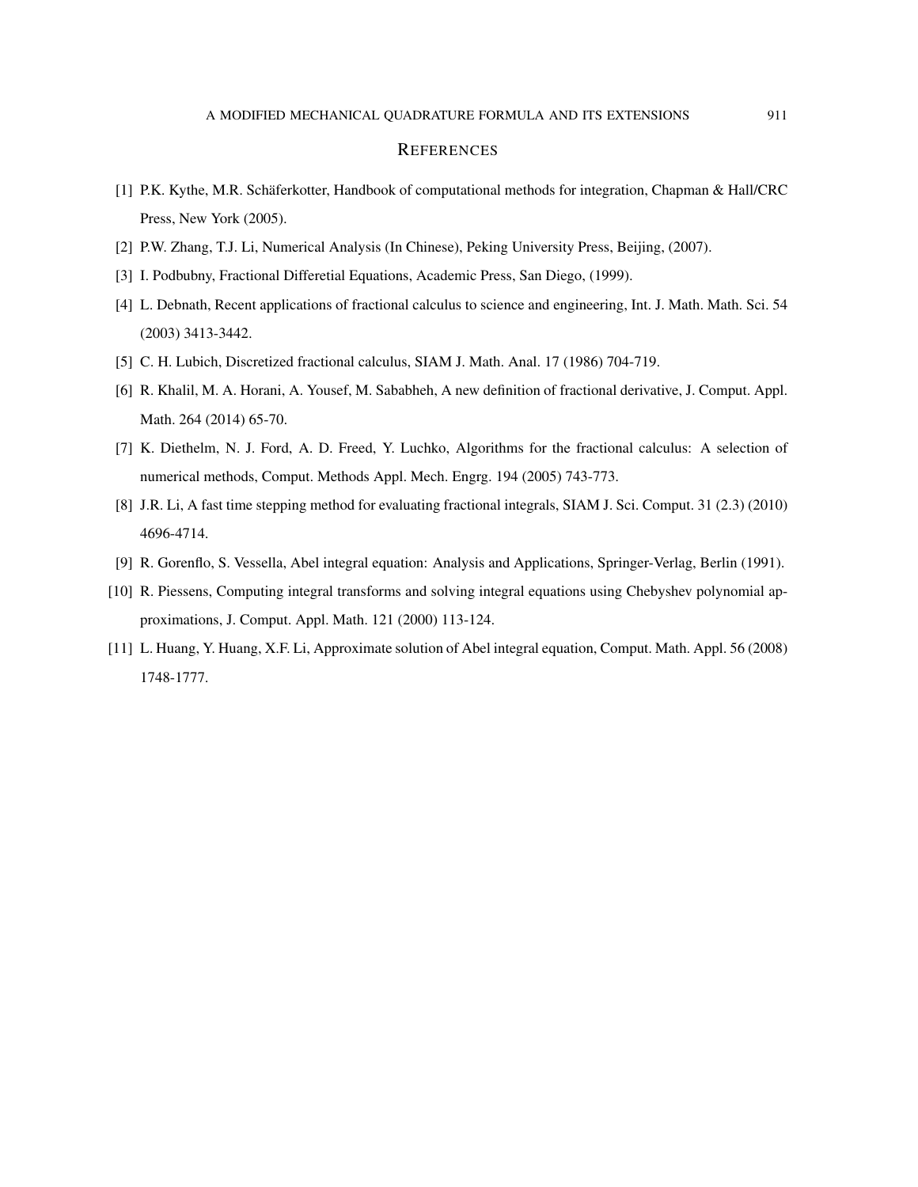## REFERENCES

[1] P.K. Kythe, M.R. Schäferkotter, Handbook of computational methods for integration, Chapman & Hall/CRC Press, New York (2005).

[2] P.W. Zhang, T.J. Li, Numerical Analysis (In Chinese), Peking University Press, Beijing, (2007).

[3] I. Podbubny, Fractional Differetial Equations, Academic Press, San Diego, (1999).

[4] L. Debnath, Recent applications of fractional calculus to science and engineering, Int. J. Math. Math. Sci. 54 (2003) 3413-3442.

[5] C. H. Lubich, Discretized fractional calculus, SIAM J. Math. Anal. 17 (1986) 704-719.

[6] R. Khalil, M. A. Horani, A. Yousef, M. Sababheh, A new definition of fractional derivative, J. Comput. Appl. Math. 264 (2014) 65-70.

[7] K. Diethelm, N. J. Ford, A. D. Freed, Y. Luchko, Algorithms for the fractional calculus: A selection of numerical methods, Comput. Methods Appl. Mech. Engrg. 194 (2005) 743-773.

[8] J.R. Li, A fast time stepping method for evaluating fractional integrals, SIAM J. Sci. Comput. 31 (2.3) (2010) 4696-4714.

[9] R. Gorenflo, S. Vessella, Abel integral equation: Analysis and Applications, Springer-Verlag, Berlin (1991).

[10] R. Piessens, Computing integral transforms and solving integral equations using Chebyshev polynomial approximations, J. Comput. Appl. Math. 121 (2000) 113-124.

[11] L. Huang, Y. Huang, X.F. Li, Approximate solution of Abel integral equation, Comput. Math. Appl. 56 (2008) 1748-1777.